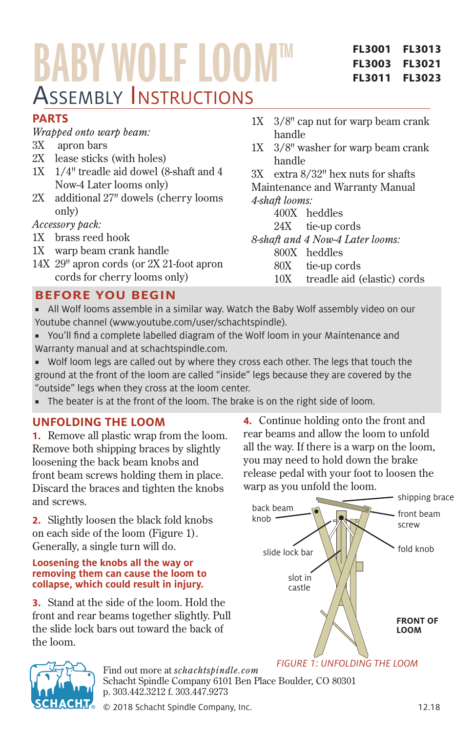# BABY WOLF LOOM™

**FL3001 FL3013**
**FL3003 FL3021**
**FL3011 FL3023**

## Assembly Instructions

### PARTS

*Wrapped onto warp beam:*

- 3X apron bars
- 2X lease sticks (with holes)
- 1X 1/4" treadle aid dowel (8-shaft and 4 Now-4 Later looms only)
- 2X additional 27" dowels (cherry looms only)

*Accessory pack:*

- 1X brass reed hook
- 1X warp beam crank handle
- 14X 29" apron cords (or 2X 21-foot apron cords for cherry looms only)
- 1X 3/8" cap nut for warp beam crank handle
- 1X 3/8" washer for warp beam crank handle
- 3X extra 8/32" hex nuts for shafts

Maintenance and Warranty Manual

*4-shaft looms:*

- 400X heddles
- 24X tie-up cords

*8-shaft and 4 Now-4 Later looms:*

- 800X heddles
- 80X tie-up cords
- 10X treadle aid (elastic) cords

### BEFORE YOU BEGIN

- All Wolf looms assemble in a similar way. Watch the Baby Wolf assembly video on our Youtube channel (www.youtube.com/user/schachtspindle).
- You'll find a complete labelled diagram of the Wolf loom in your Maintenance and Warranty manual and at schachtspindle.com.
- Wolf loom legs are called out by where they cross each other. The legs that touch the ground at the front of the loom are called "inside" legs because they are covered by the "outside" legs when they cross at the loom center.
- The beater is at the front of the loom. The brake is on the right side of loom.

### UNFOLDING THE LOOM

**1.** Remove all plastic wrap from the loom. Remove both shipping braces by slightly loosening the back beam knobs and front beam screws holding them in place. Discard the braces and tighten the knobs and screws.

**2.** Slightly loosen the black fold knobs on each side of the loom (Figure 1). Generally, a single turn will do.

**Loosening the knobs all the way or removing them can cause the loom to collapse, which could result in injury.**

**3.** Stand at the side of the loom. Hold the front and rear beams together slightly. Pull the slide lock bars out toward the back of the loom.

**4.** Continue holding onto the front and rear beams and allow the loom to unfold all the way. If there is a warp on the loom, you may need to hold down the brake release pedal with your foot to loosen the warp as you unfold the loom.

back beam knob · shipping brace · front beam screw · fold knob · slide lock bar · slot in castle · **FRONT OF LOOM**

*FIGURE 1: UNFOLDING THE LOOM*

Find out more at *schachtspindle.com*
Schacht Spindle Company 6101 Ben Place Boulder, CO 80301
p. 303.442.3212 f. 303.447.9273
© 2018 Schacht Spindle Company, Inc. 12.18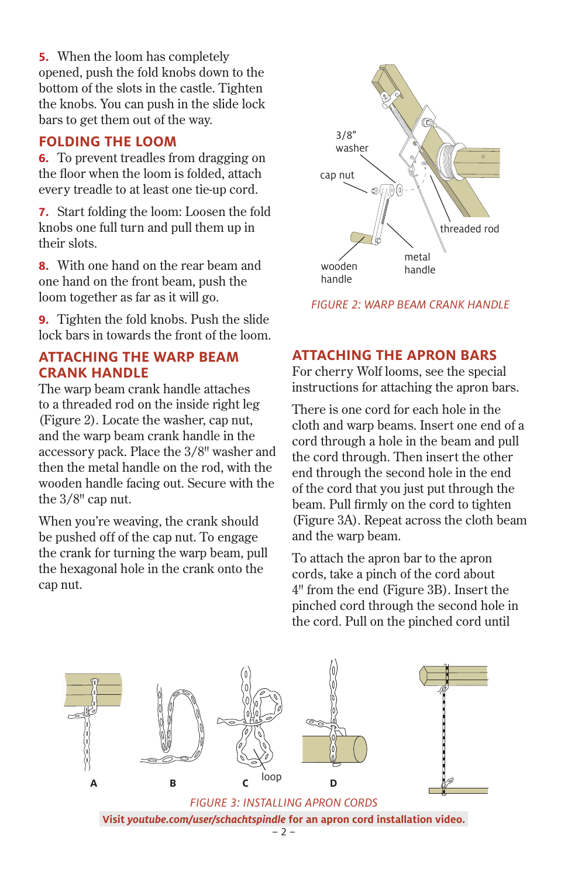5. When the loom has completely opened, push the fold knobs down to the bottom of the slots in the castle. Tighten the knobs. You can push in the slide lock bars to get them out of the way.

## FOLDING THE LOOM

6. To prevent treadles from dragging on the floor when the loom is folded, attach every treadle to at least one tie-up cord.

7. Start folding the loom: Loosen the fold knobs one full turn and pull them up in their slots.

8. With one hand on the rear beam and one hand on the front beam, push the loom together as far as it will go.

9. Tighten the fold knobs. Push the slide lock bars in towards the front of the loom.

## ATTACHING THE WARP BEAM CRANK HANDLE

The warp beam crank handle attaches to a threaded rod on the inside right leg (Figure 2). Locate the washer, cap nut, and the warp beam crank handle in the accessory pack. Place the 3/8" washer and then the metal handle on the rod, with the wooden handle facing out. Secure with the the 3/8" cap nut.

When you're weaving, the crank should be pushed off of the cap nut. To engage the crank for turning the warp beam, pull the hexagonal hole in the crank onto the cap nut.

3/8" washer

cap nut

threaded rod

wooden handle

metal handle

*FIGURE 2: WARP BEAM CRANK HANDLE*

## ATTACHING THE APRON BARS

For cherry Wolf looms, see the special instructions for attaching the apron bars.

There is one cord for each hole in the cloth and warp beams. Insert one end of a cord through a hole in the beam and pull the cord through. Then insert the other end through the second hole in the end of the cord that you just put through the beam. Pull firmly on the cord to tighten (Figure 3A). Repeat across the cloth beam and the warp beam.

To attach the apron bar to the apron cords, take a pinch of the cord about 4" from the end (Figure 3B). Insert the pinched cord through the second hole in the cord. Pull on the pinched cord until

A B C loop D

*FIGURE 3: INSTALLING APRON CORDS*

**Visit *youtube.com/user/schachtspindle* for an apron cord installation video.**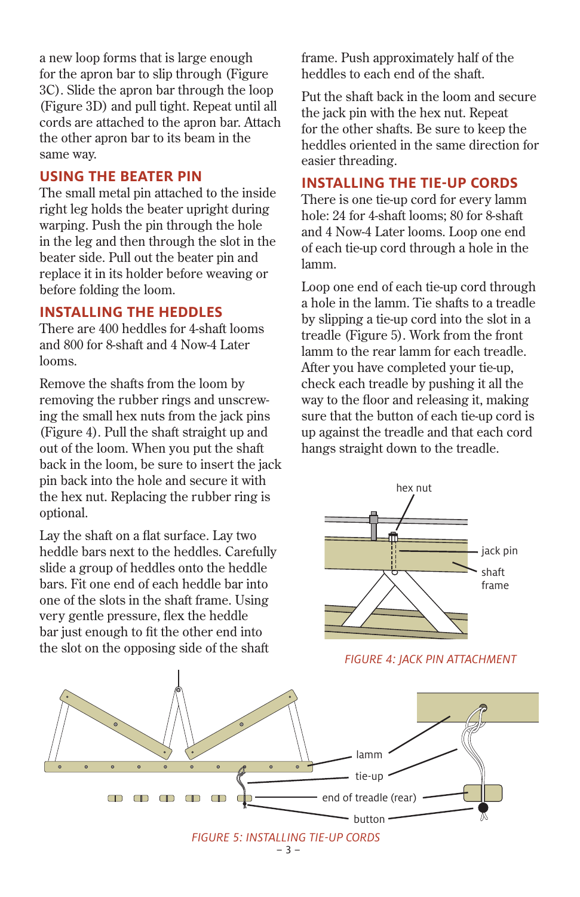a new loop forms that is large enough for the apron bar to slip through (Figure 3C). Slide the apron bar through the loop (Figure 3D) and pull tight. Repeat until all cords are attached to the apron bar. Attach the other apron bar to its beam in the same way.

## USING THE BEATER PIN

The small metal pin attached to the inside right leg holds the beater upright during warping. Push the pin through the hole in the leg and then through the slot in the beater side. Pull out the beater pin and replace it in its holder before weaving or before folding the loom.

## INSTALLING THE HEDDLES

There are 400 heddles for 4-shaft looms and 800 for 8-shaft and 4 Now-4 Later looms.

Remove the shafts from the loom by removing the rubber rings and unscrewing the small hex nuts from the jack pins (Figure 4). Pull the shaft straight up and out of the loom. When you put the shaft back in the loom, be sure to insert the jack pin back into the hole and secure it with the hex nut. Replacing the rubber ring is optional.

Lay the shaft on a flat surface. Lay two heddle bars next to the heddles. Carefully slide a group of heddles onto the heddle bars. Fit one end of each heddle bar into one of the slots in the shaft frame. Using very gentle pressure, flex the heddle bar just enough to fit the other end into the slot on the opposing side of the shaft frame. Push approximately half of the heddles to each end of the shaft.

Put the shaft back in the loom and secure the jack pin with the hex nut. Repeat for the other shafts. Be sure to keep the heddles oriented in the same direction for easier threading.

## INSTALLING THE TIE-UP CORDS

There is one tie-up cord for every lamm hole: 24 for 4-shaft looms; 80 for 8-shaft and 4 Now-4 Later looms. Loop one end of each tie-up cord through a hole in the lamm.

Loop one end of each tie-up cord through a hole in the lamm. Tie shafts to a treadle by slipping a tie-up cord into the slot in a treadle (Figure 5). Work from the front lamm to the rear lamm for each treadle. After you have completed your tie-up, check each treadle by pushing it all the way to the floor and releasing it, making sure that the button of each tie-up cord is up against the treadle and that each cord hangs straight down to the treadle.

hex nut
jack pin
shaft frame

*FIGURE 4: JACK PIN ATTACHMENT*

lamm
tie-up
end of treadle (rear)
button

*FIGURE 5: INSTALLING TIE-UP CORDS*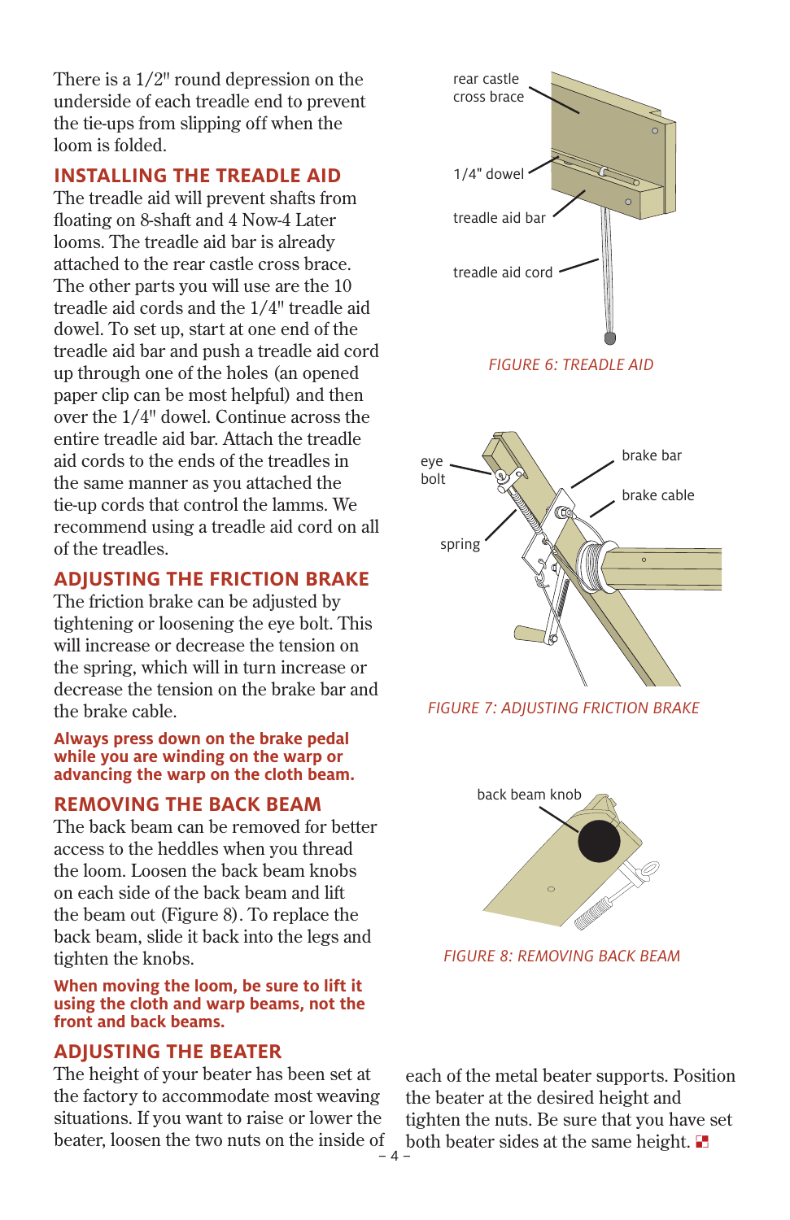There is a 1/2" round depression on the underside of each treadle end to prevent the tie-ups from slipping off when the loom is folded.

## INSTALLING THE TREADLE AID

The treadle aid will prevent shafts from floating on 8-shaft and 4 Now-4 Later looms. The treadle aid bar is already attached to the rear castle cross brace. The other parts you will use are the 10 treadle aid cords and the 1/4" treadle aid dowel. To set up, start at one end of the treadle aid bar and push a treadle aid cord up through one of the holes (an opened paper clip can be most helpful) and then over the 1/4" dowel. Continue across the entire treadle aid bar. Attach the treadle aid cords to the ends of the treadles in the same manner as you attached the tie-up cords that control the lamms. We recommend using a treadle aid cord on all of the treadles.

rear castle cross brace

1/4" dowel

treadle aid bar

treadle aid cord

*FIGURE 6: TREADLE AID*

## ADJUSTING THE FRICTION BRAKE

The friction brake can be adjusted by tightening or loosening the eye bolt. This will increase or decrease the tension on the spring, which will in turn increase or decrease the tension on the brake bar and the brake cable.

**Always press down on the brake pedal while you are winding on the warp or advancing the warp on the cloth beam.**

eye bolt

brake bar

brake cable

spring

*FIGURE 7: ADJUSTING FRICTION BRAKE*

## REMOVING THE BACK BEAM

The back beam can be removed for better access to the heddles when you thread the loom. Loosen the back beam knobs on each side of the back beam and lift the beam out (Figure 8). To replace the back beam, slide it back into the legs and tighten the knobs.

**When moving the loom, be sure to lift it using the cloth and warp beams, not the front and back beams.**

back beam knob

*FIGURE 8: REMOVING BACK BEAM*

## ADJUSTING THE BEATER

The height of your beater has been set at the factory to accommodate most weaving situations. If you want to raise or lower the beater, loosen the two nuts on the inside of each of the metal beater supports. Position the beater at the desired height and tighten the nuts. Be sure that you have set both beater sides at the same height.